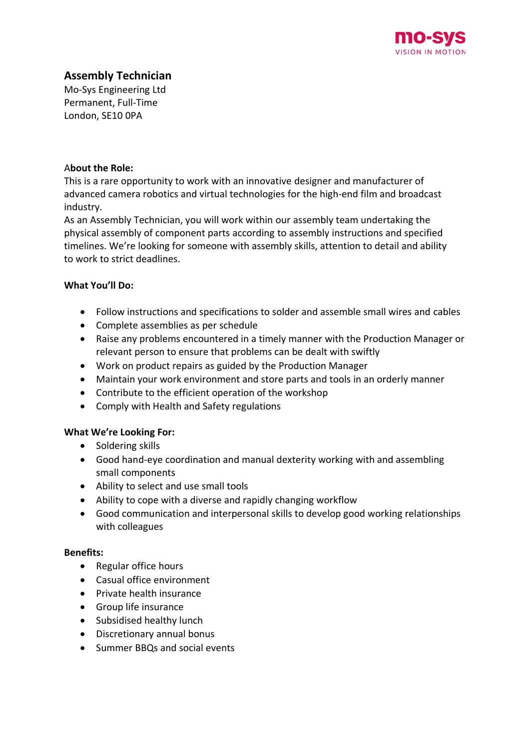mo-sys
VISION IN MOTION

# Assembly Technician

Mo-Sys Engineering Ltd
Permanent, Full-Time
London, SE10 0PA

**About the Role:**

This is a rare opportunity to work with an innovative designer and manufacturer of advanced camera robotics and virtual technologies for the high-end film and broadcast industry.

As an Assembly Technician, you will work within our assembly team undertaking the physical assembly of component parts according to assembly instructions and specified timelines. We're looking for someone with assembly skills, attention to detail and ability to work to strict deadlines.

**What You'll Do:**

- Follow instructions and specifications to solder and assemble small wires and cables
- Complete assemblies as per schedule
- Raise any problems encountered in a timely manner with the Production Manager or relevant person to ensure that problems can be dealt with swiftly
- Work on product repairs as guided by the Production Manager
- Maintain your work environment and store parts and tools in an orderly manner
- Contribute to the efficient operation of the workshop
- Comply with Health and Safety regulations

**What We're Looking For:**

- Soldering skills
- Good hand-eye coordination and manual dexterity working with and assembling small components
- Ability to select and use small tools
- Ability to cope with a diverse and rapidly changing workflow
- Good communication and interpersonal skills to develop good working relationships with colleagues

**Benefits:**

- Regular office hours
- Casual office environment
- Private health insurance
- Group life insurance
- Subsidised healthy lunch
- Discretionary annual bonus
- Summer BBQs and social events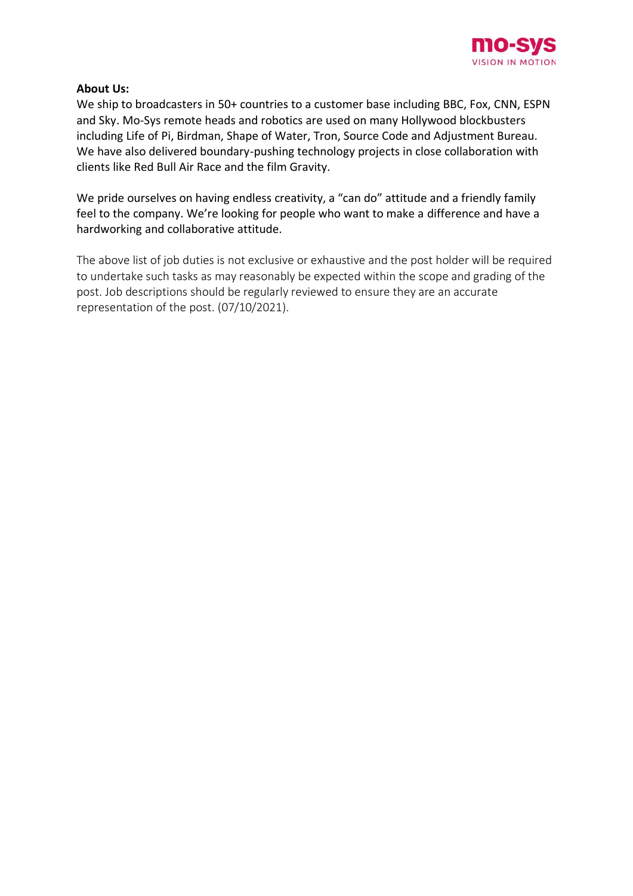**About Us:**

We ship to broadcasters in 50+ countries to a customer base including BBC, Fox, CNN, ESPN and Sky. Mo-Sys remote heads and robotics are used on many Hollywood blockbusters including Life of Pi, Birdman, Shape of Water, Tron, Source Code and Adjustment Bureau. We have also delivered boundary-pushing technology projects in close collaboration with clients like Red Bull Air Race and the film Gravity.

We pride ourselves on having endless creativity, a "can do" attitude and a friendly family feel to the company. We're looking for people who want to make a difference and have a hardworking and collaborative attitude.

The above list of job duties is not exclusive or exhaustive and the post holder will be required to undertake such tasks as may reasonably be expected within the scope and grading of the post. Job descriptions should be regularly reviewed to ensure they are an accurate representation of the post. (07/10/2021).